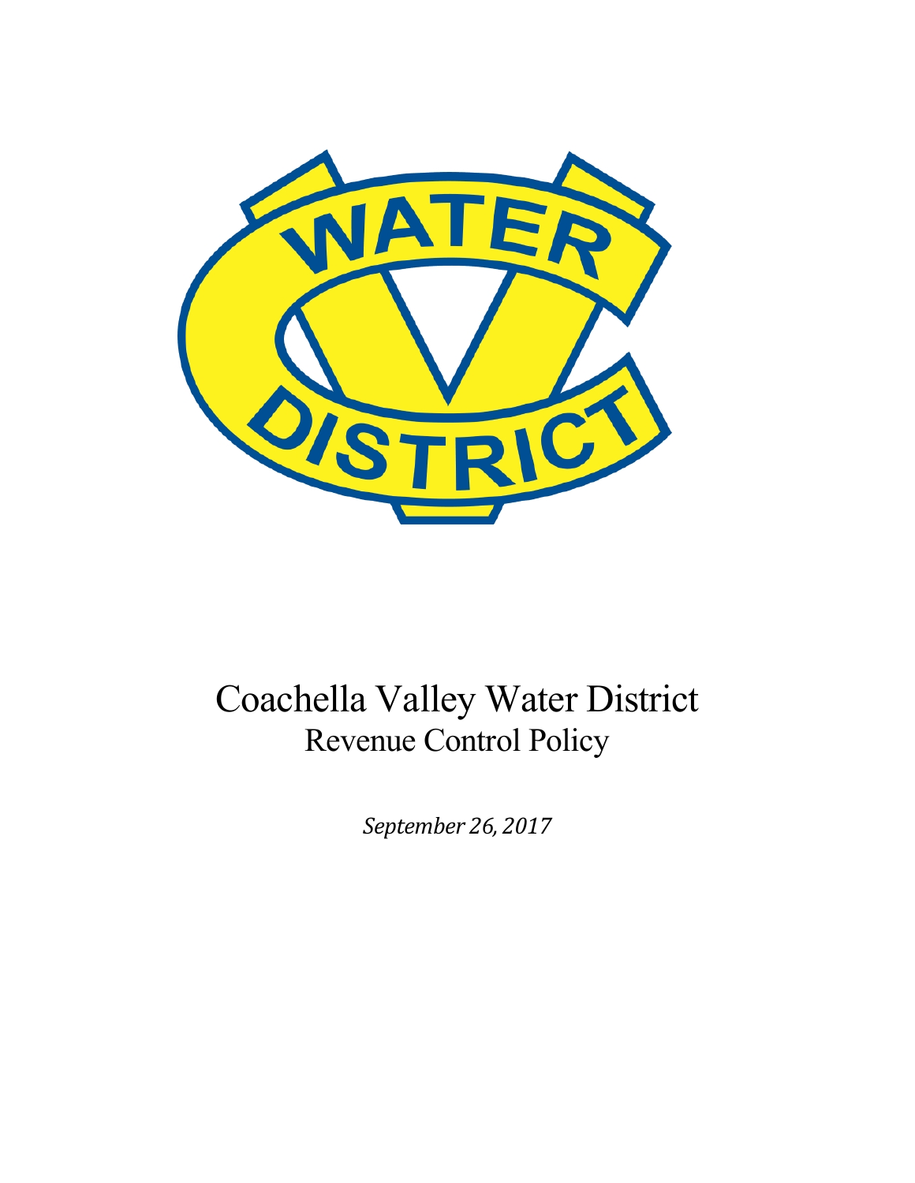# Coachella Valley Water District

## Revenue Control Policy

*September 26, 2017*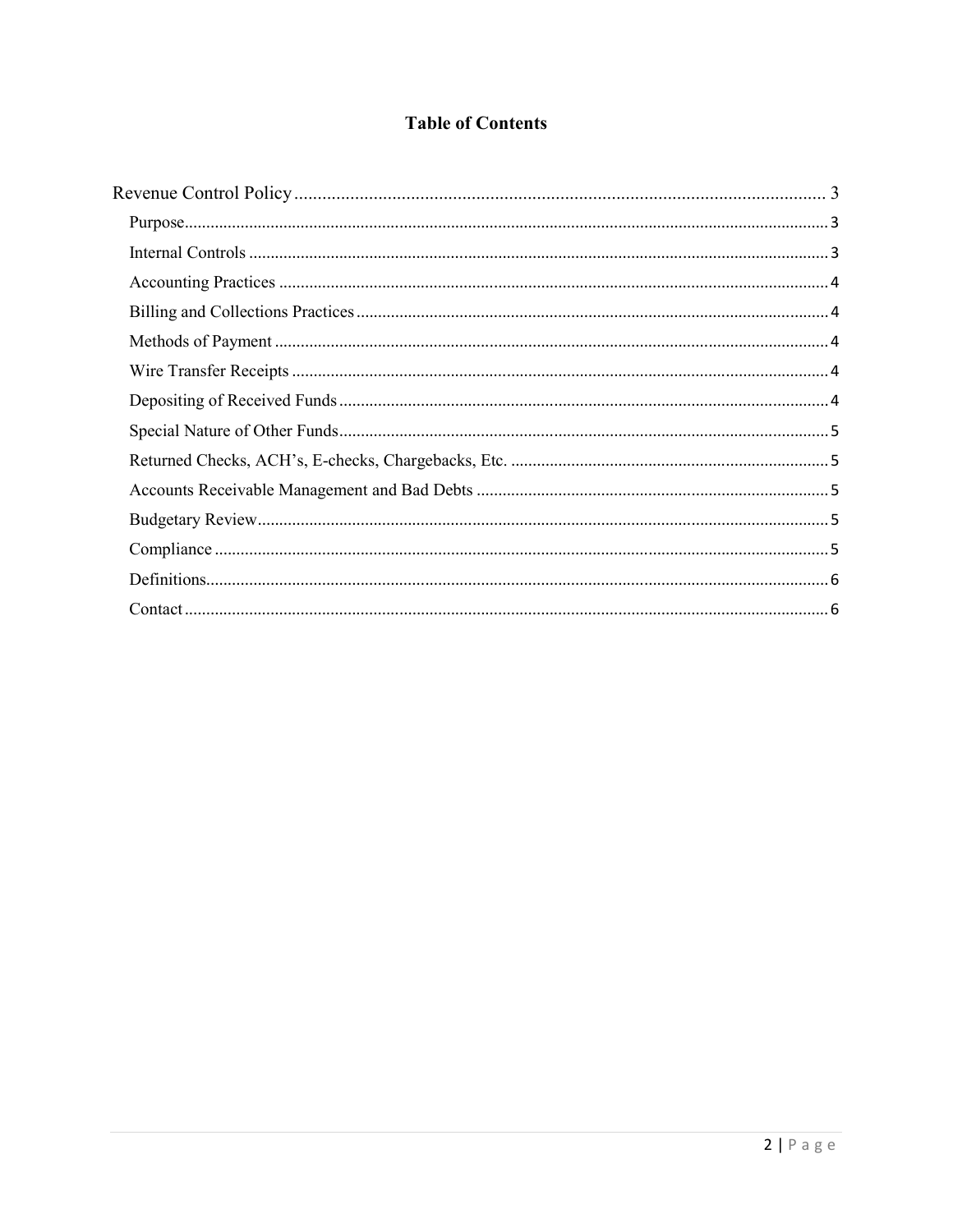**Table of Contents**

Revenue Control Policy ........................................................................................................ 3

- Purpose ........................................................................................................................ 3
- Internal Controls ........................................................................................................... 3
- Accounting Practices .................................................................................................... 4
- Billing and Collections Practices .................................................................................. 4
- Methods of Payment ..................................................................................................... 4
- Wire Transfer Receipts ................................................................................................. 4
- Depositing of Received Funds ...................................................................................... 4
- Special Nature of Other Funds ...................................................................................... 5
- Returned Checks, ACH's, E-checks, Chargebacks, Etc. ................................................ 5
- Accounts Receivable Management and Bad Debts ....................................................... 5
- Budgetary Review ......................................................................................................... 5
- Compliance ................................................................................................................... 5
- Definitions .................................................................................................................... 6
- Contact ......................................................................................................................... 6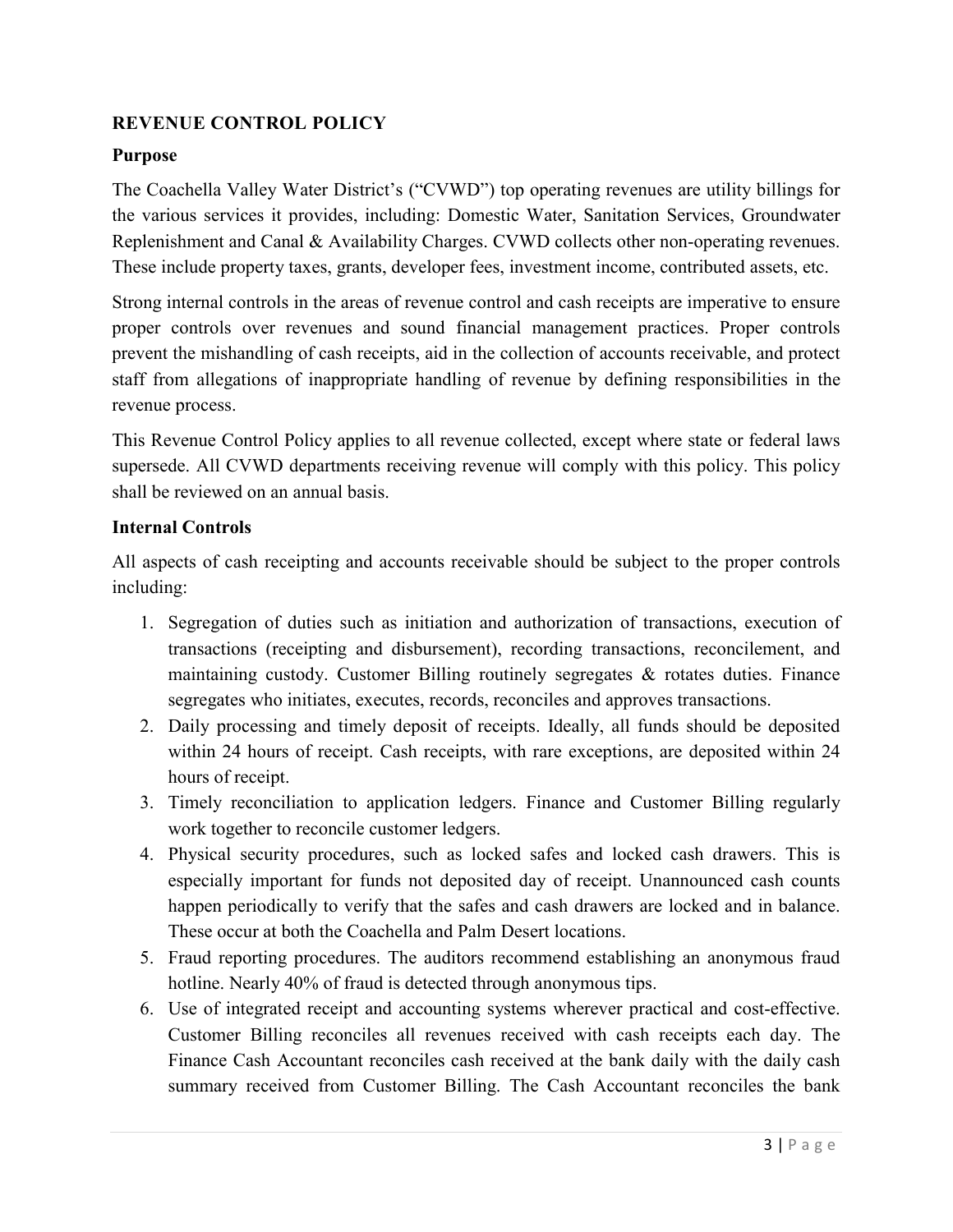## REVENUE CONTROL POLICY

### Purpose

The Coachella Valley Water District's ("CVWD") top operating revenues are utility billings for the various services it provides, including: Domestic Water, Sanitation Services, Groundwater Replenishment and Canal & Availability Charges. CVWD collects other non-operating revenues. These include property taxes, grants, developer fees, investment income, contributed assets, etc.

Strong internal controls in the areas of revenue control and cash receipts are imperative to ensure proper controls over revenues and sound financial management practices. Proper controls prevent the mishandling of cash receipts, aid in the collection of accounts receivable, and protect staff from allegations of inappropriate handling of revenue by defining responsibilities in the revenue process.

This Revenue Control Policy applies to all revenue collected, except where state or federal laws supersede. All CVWD departments receiving revenue will comply with this policy. This policy shall be reviewed on an annual basis.

### Internal Controls

All aspects of cash receipting and accounts receivable should be subject to the proper controls including:

1. Segregation of duties such as initiation and authorization of transactions, execution of transactions (receipting and disbursement), recording transactions, reconcilement, and maintaining custody. Customer Billing routinely segregates & rotates duties. Finance segregates who initiates, executes, records, reconciles and approves transactions.
2. Daily processing and timely deposit of receipts. Ideally, all funds should be deposited within 24 hours of receipt. Cash receipts, with rare exceptions, are deposited within 24 hours of receipt.
3. Timely reconciliation to application ledgers. Finance and Customer Billing regularly work together to reconcile customer ledgers.
4. Physical security procedures, such as locked safes and locked cash drawers. This is especially important for funds not deposited day of receipt. Unannounced cash counts happen periodically to verify that the safes and cash drawers are locked and in balance. These occur at both the Coachella and Palm Desert locations.
5. Fraud reporting procedures. The auditors recommend establishing an anonymous fraud hotline. Nearly 40% of fraud is detected through anonymous tips.
6. Use of integrated receipt and accounting systems wherever practical and cost-effective. Customer Billing reconciles all revenues received with cash receipts each day. The Finance Cash Accountant reconciles cash received at the bank daily with the daily cash summary received from Customer Billing. The Cash Accountant reconciles the bank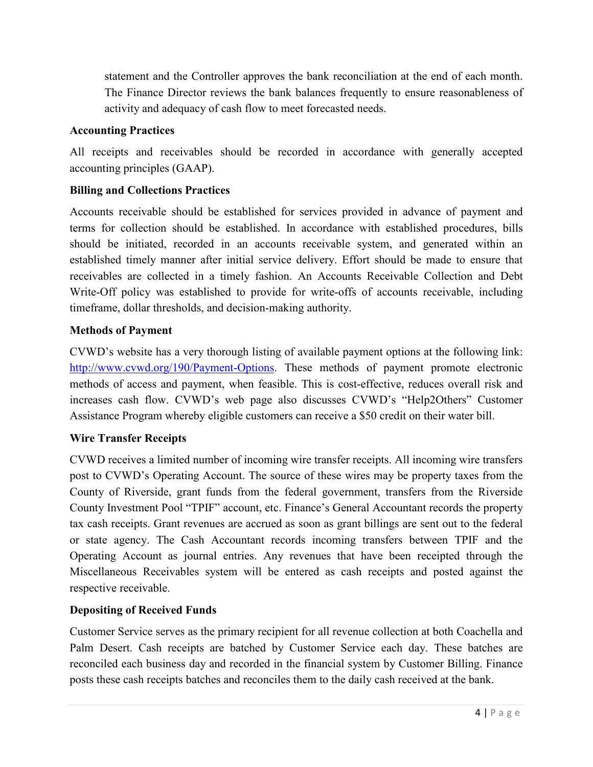statement and the Controller approves the bank reconciliation at the end of each month. The Finance Director reviews the bank balances frequently to ensure reasonableness of activity and adequacy of cash flow to meet forecasted needs.

**Accounting Practices**

All receipts and receivables should be recorded in accordance with generally accepted accounting principles (GAAP).

**Billing and Collections Practices**

Accounts receivable should be established for services provided in advance of payment and terms for collection should be established. In accordance with established procedures, bills should be initiated, recorded in an accounts receivable system, and generated within an established timely manner after initial service delivery. Effort should be made to ensure that receivables are collected in a timely fashion. An Accounts Receivable Collection and Debt Write-Off policy was established to provide for write-offs of accounts receivable, including timeframe, dollar thresholds, and decision-making authority.

**Methods of Payment**

CVWD's website has a very thorough listing of available payment options at the following link: [http://www.cvwd.org/190/Payment-Options](http://www.cvwd.org/190/Payment-Options). These methods of payment promote electronic methods of access and payment, when feasible. This is cost-effective, reduces overall risk and increases cash flow. CVWD's web page also discusses CVWD's "Help2Others" Customer Assistance Program whereby eligible customers can receive a $50 credit on their water bill.

**Wire Transfer Receipts**

CVWD receives a limited number of incoming wire transfer receipts. All incoming wire transfers post to CVWD's Operating Account. The source of these wires may be property taxes from the County of Riverside, grant funds from the federal government, transfers from the Riverside County Investment Pool "TPIF" account, etc. Finance's General Accountant records the property tax cash receipts. Grant revenues are accrued as soon as grant billings are sent out to the federal or state agency. The Cash Accountant records incoming transfers between TPIF and the Operating Account as journal entries. Any revenues that have been receipted through the Miscellaneous Receivables system will be entered as cash receipts and posted against the respective receivable.

**Depositing of Received Funds**

Customer Service serves as the primary recipient for all revenue collection at both Coachella and Palm Desert. Cash receipts are batched by Customer Service each day. These batches are reconciled each business day and recorded in the financial system by Customer Billing. Finance posts these cash receipts batches and reconciles them to the daily cash received at the bank.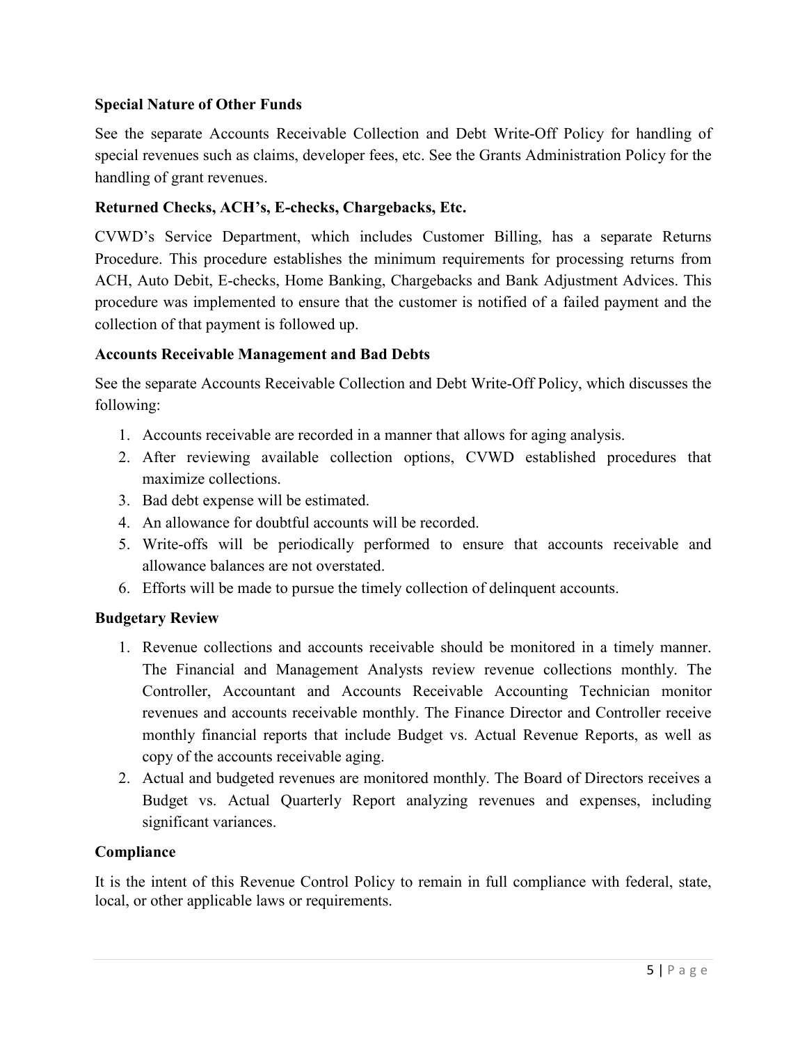### Special Nature of Other Funds

See the separate Accounts Receivable Collection and Debt Write-Off Policy for handling of special revenues such as claims, developer fees, etc. See the Grants Administration Policy for the handling of grant revenues.

### Returned Checks, ACH's, E-checks, Chargebacks, Etc.

CVWD's Service Department, which includes Customer Billing, has a separate Returns Procedure. This procedure establishes the minimum requirements for processing returns from ACH, Auto Debit, E-checks, Home Banking, Chargebacks and Bank Adjustment Advices. This procedure was implemented to ensure that the customer is notified of a failed payment and the collection of that payment is followed up.

### Accounts Receivable Management and Bad Debts

See the separate Accounts Receivable Collection and Debt Write-Off Policy, which discusses the following:

1. Accounts receivable are recorded in a manner that allows for aging analysis.
2. After reviewing available collection options, CVWD established procedures that maximize collections.
3. Bad debt expense will be estimated.
4. An allowance for doubtful accounts will be recorded.
5. Write-offs will be periodically performed to ensure that accounts receivable and allowance balances are not overstated.
6. Efforts will be made to pursue the timely collection of delinquent accounts.

### Budgetary Review

1. Revenue collections and accounts receivable should be monitored in a timely manner. The Financial and Management Analysts review revenue collections monthly. The Controller, Accountant and Accounts Receivable Accounting Technician monitor revenues and accounts receivable monthly. The Finance Director and Controller receive monthly financial reports that include Budget vs. Actual Revenue Reports, as well as copy of the accounts receivable aging.
2. Actual and budgeted revenues are monitored monthly. The Board of Directors receives a Budget vs. Actual Quarterly Report analyzing revenues and expenses, including significant variances.

### Compliance

It is the intent of this Revenue Control Policy to remain in full compliance with federal, state, local, or other applicable laws or requirements.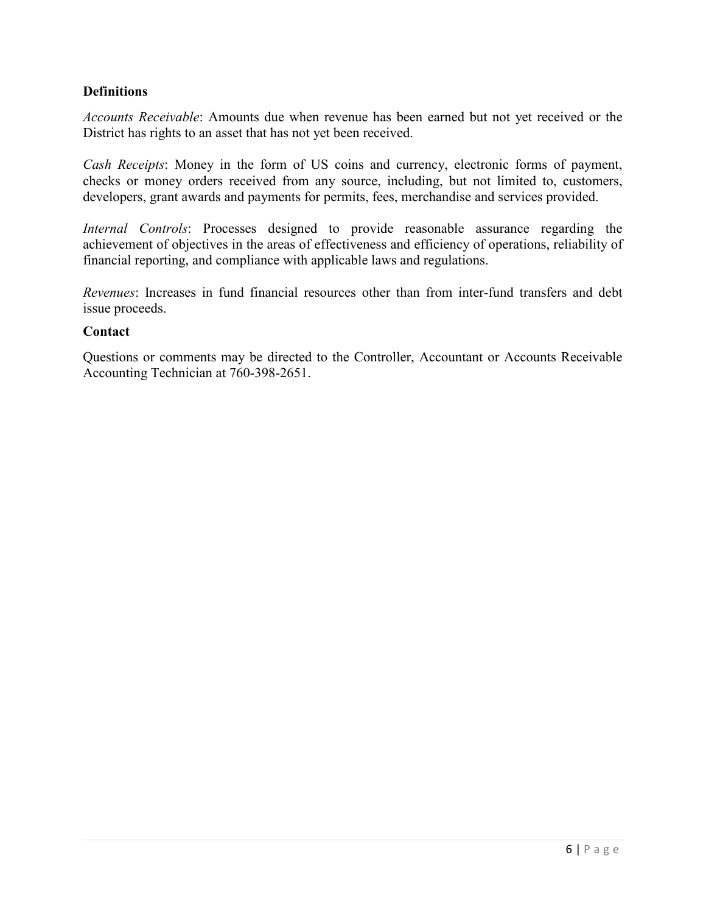## Definitions

*Accounts Receivable*: Amounts due when revenue has been earned but not yet received or the District has rights to an asset that has not yet been received.

*Cash Receipts*: Money in the form of US coins and currency, electronic forms of payment, checks or money orders received from any source, including, but not limited to, customers, developers, grant awards and payments for permits, fees, merchandise and services provided.

*Internal Controls*: Processes designed to provide reasonable assurance regarding the achievement of objectives in the areas of effectiveness and efficiency of operations, reliability of financial reporting, and compliance with applicable laws and regulations.

*Revenues*: Increases in fund financial resources other than from inter-fund transfers and debt issue proceeds.

## Contact

Questions or comments may be directed to the Controller, Accountant or Accounts Receivable Accounting Technician at 760-398-2651.